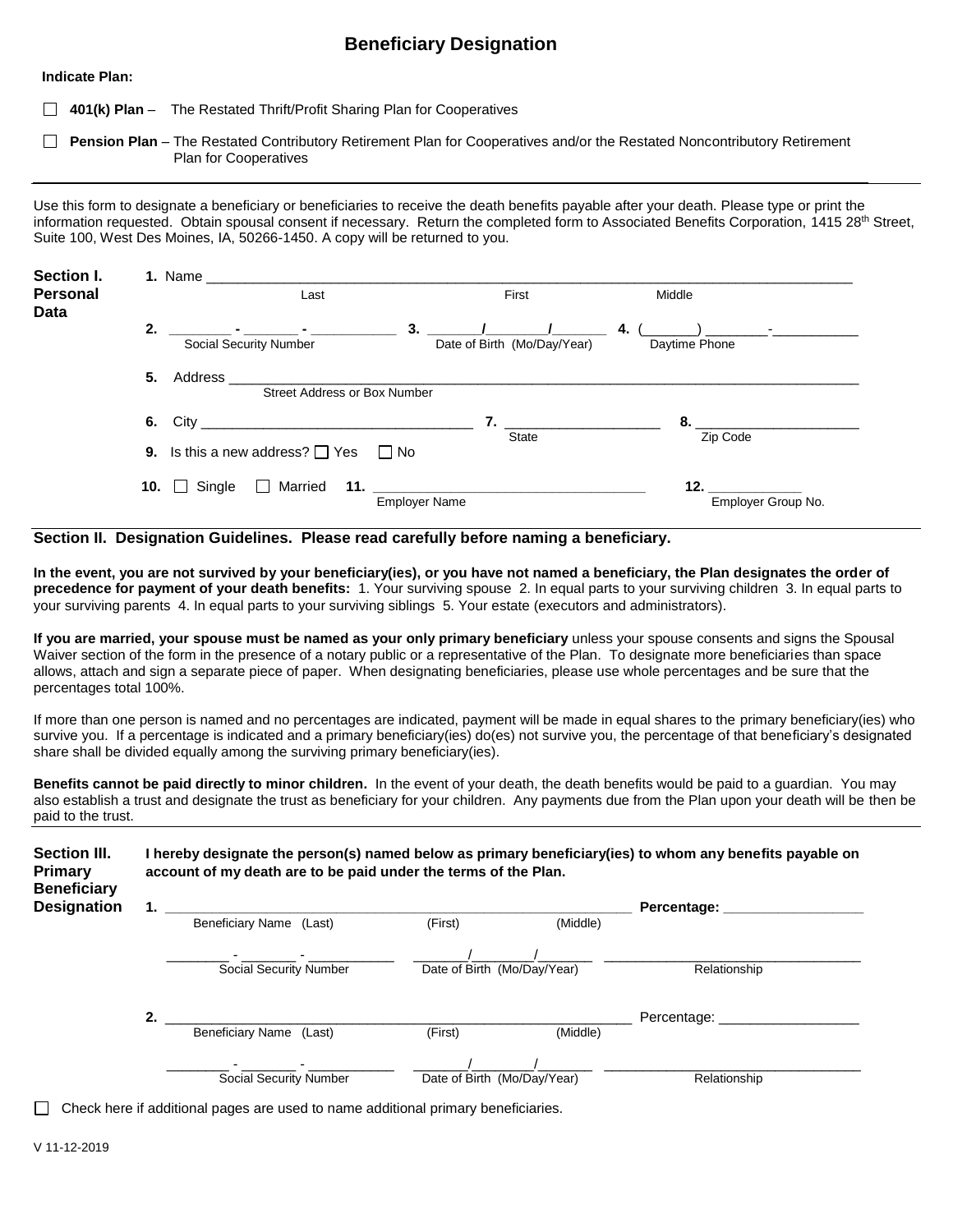# Beneficiary Designation

**Indicate Plan:**

☐ **401(k) Plan** – The Restated Thrift/Profit Sharing Plan for Cooperatives

☐ **Pension Plan** – The Restated Contributory Retirement Plan for Cooperatives and/or the Restated Noncontributory Retirement Plan for Cooperatives

---

Use this form to designate a beneficiary or beneficiaries to receive the death benefits payable after your death. Please type or print the information requested. Obtain spousal consent if necessary. Return the completed form to Associated Benefits Corporation, 1415 28th Street, Suite 100, West Des Moines, IA, 50266-1450. A copy will be returned to you.

## Section I. Personal Data

**1.** Name ______________________________________________
Last First Middle

**2.** ________ - _______ - ___________ Social Security Number

**3.** _______/________/_______ Date of Birth (Mo/Day/Year)

**4.** (_______) ________-___________ Daytime Phone

**5.** Address ______________________________________________
Street Address or Box Number

**6.** City ______________________________ **7.** ____________________ State **8.** ____________________ Zip Code

**9.** Is this a new address? ☐ Yes ☐ No

**10.** ☐ Single ☐ Married **11.** ______________________________ Employer Name **12.** ____________ Employer Group No.

---

## Section II. Designation Guidelines. Please read carefully before naming a beneficiary.

**In the event, you are not survived by your beneficiary(ies), or you have not named a beneficiary, the Plan designates the order of precedence for payment of your death benefits:** 1. Your surviving spouse 2. In equal parts to your surviving children 3. In equal parts to your surviving parents 4. In equal parts to your surviving siblings 5. Your estate (executors and administrators).

**If you are married, your spouse must be named as your only primary beneficiary** unless your spouse consents and signs the Spousal Waiver section of the form in the presence of a notary public or a representative of the Plan. To designate more beneficiaries than space allows, attach and sign a separate piece of paper. When designating beneficiaries, please use whole percentages and be sure that the percentages total 100%.

If more than one person is named and no percentages are indicated, payment will be made in equal shares to the primary beneficiary(ies) who survive you. If a percentage is indicated and a primary beneficiary(ies) do(es) not survive you, the percentage of that beneficiary's designated share shall be divided equally among the surviving primary beneficiary(ies).

**Benefits cannot be paid directly to minor children.** In the event of your death, the death benefits would be paid to a guardian. You may also establish a trust and designate the trust as beneficiary for your children. Any payments due from the Plan upon your death will be then be paid to the trust.

---

## Section III. Primary Beneficiary Designation

**I hereby designate the person(s) named below as primary beneficiary(ies) to whom any benefits payable on account of my death are to be paid under the terms of the Plan.**

**1.** ______________________________________________ **Percentage:** ________________
Beneficiary Name (Last) (First) (Middle)

________ - _______ - ___________ Social Security Number   _______/________/_______ Date of Birth (Mo/Day/Year)   ______________________________ Relationship

**2.** ______________________________________________ Percentage: ________________
Beneficiary Name (Last) (First) (Middle)

________ - _______ - ___________ Social Security Number   _______/________/_______ Date of Birth (Mo/Day/Year)   ______________________________ Relationship

☐ Check here if additional pages are used to name additional primary beneficiaries.

V 11-12-2019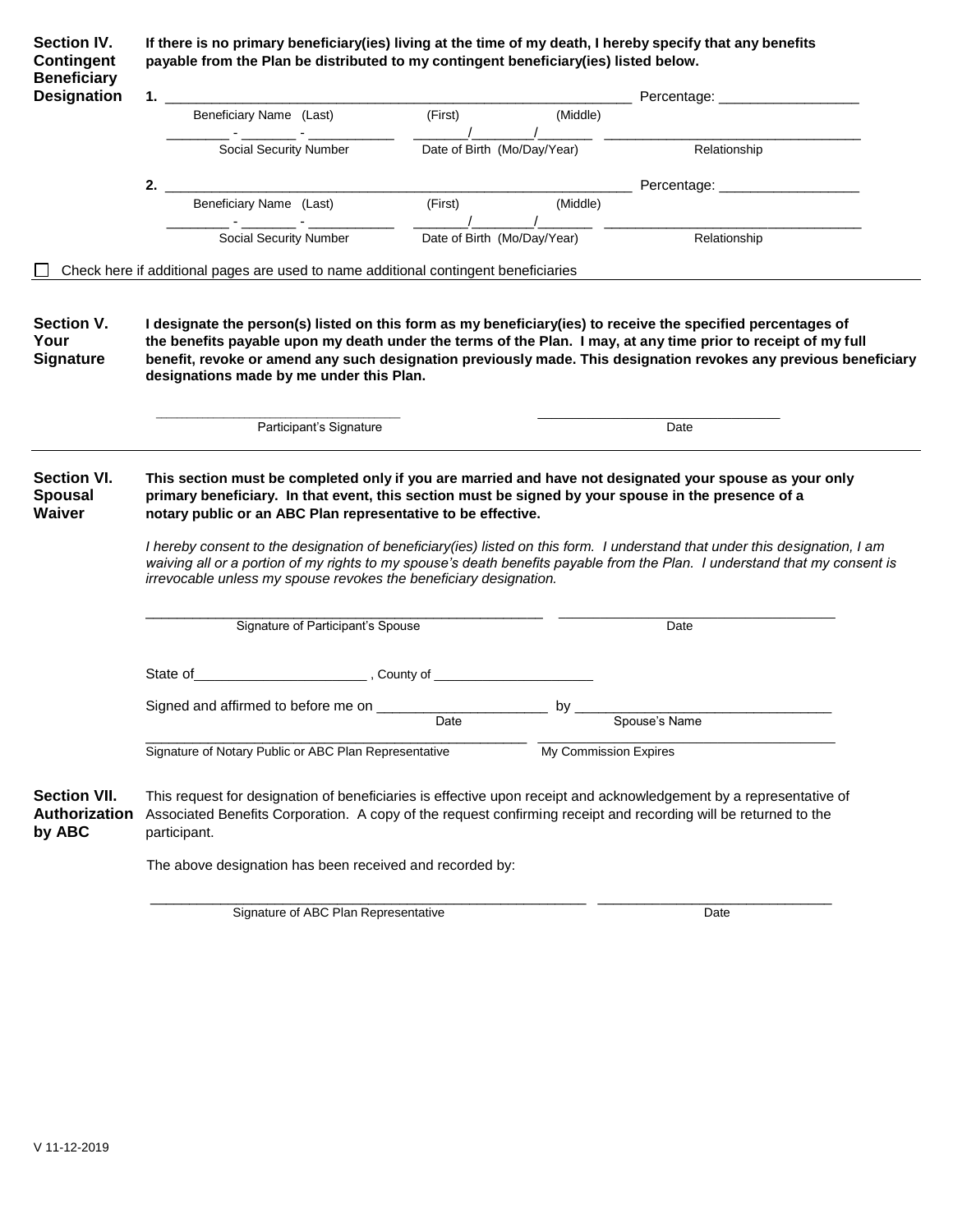## Section IV. Contingent Beneficiary Designation

**If there is no primary beneficiary(ies) living at the time of my death, I hereby specify that any benefits payable from the Plan be distributed to my contingent beneficiary(ies) listed below.**

**1.** ______________________________________________________ Percentage: _________________

Beneficiary Name (Last) (First) (Middle)

________ - _______ - ___________ _______/_______/_______ ________________________________

Social Security Number Date of Birth (Mo/Day/Year) Relationship

**2.** ______________________________________________________ Percentage: _________________

Beneficiary Name (Last) (First) (Middle)

________ - _______ - ___________ _______/_______/_______ ________________________________

Social Security Number Date of Birth (Mo/Day/Year) Relationship

☐ Check here if additional pages are used to name additional contingent beneficiaries

## Section V. Your Signature

**I designate the person(s) listed on this form as my beneficiary(ies) to receive the specified percentages of the benefits payable upon my death under the terms of the Plan. I may, at any time prior to receipt of my full benefit, revoke or amend any such designation previously made. This designation revokes any previous beneficiary designations made by me under this Plan.**

________________________________ ________________________________

Participant's Signature Date

## Section VI. Spousal Waiver

**This section must be completed only if you are married and have not designated your spouse as your only primary beneficiary. In that event, this section must be signed by your spouse in the presence of a notary public or an ABC Plan representative to be effective.**

*I hereby consent to the designation of beneficiary(ies) listed on this form. I understand that under this designation, I am waiving all or a portion of my rights to my spouse's death benefits payable from the Plan. I understand that my consent is irrevocable unless my spouse revokes the beneficiary designation.*

__________________________________________________ ___________________________________

Signature of Participant's Spouse Date

State of______________________ , County of _____________________

Signed and affirmed to before me on ______________________ by ________________________________

Date Spouse's Name

__________________________________________________ ___________________________________

Signature of Notary Public or ABC Plan Representative My Commission Expires

## Section VII. Authorization by ABC

This request for designation of beneficiaries is effective upon receipt and acknowledgement by a representative of Associated Benefits Corporation. A copy of the request confirming receipt and recording will be returned to the participant.

The above designation has been received and recorded by:

______________________________________________________ ______________________________

Signature of ABC Plan Representative Date

V 11-12-2019